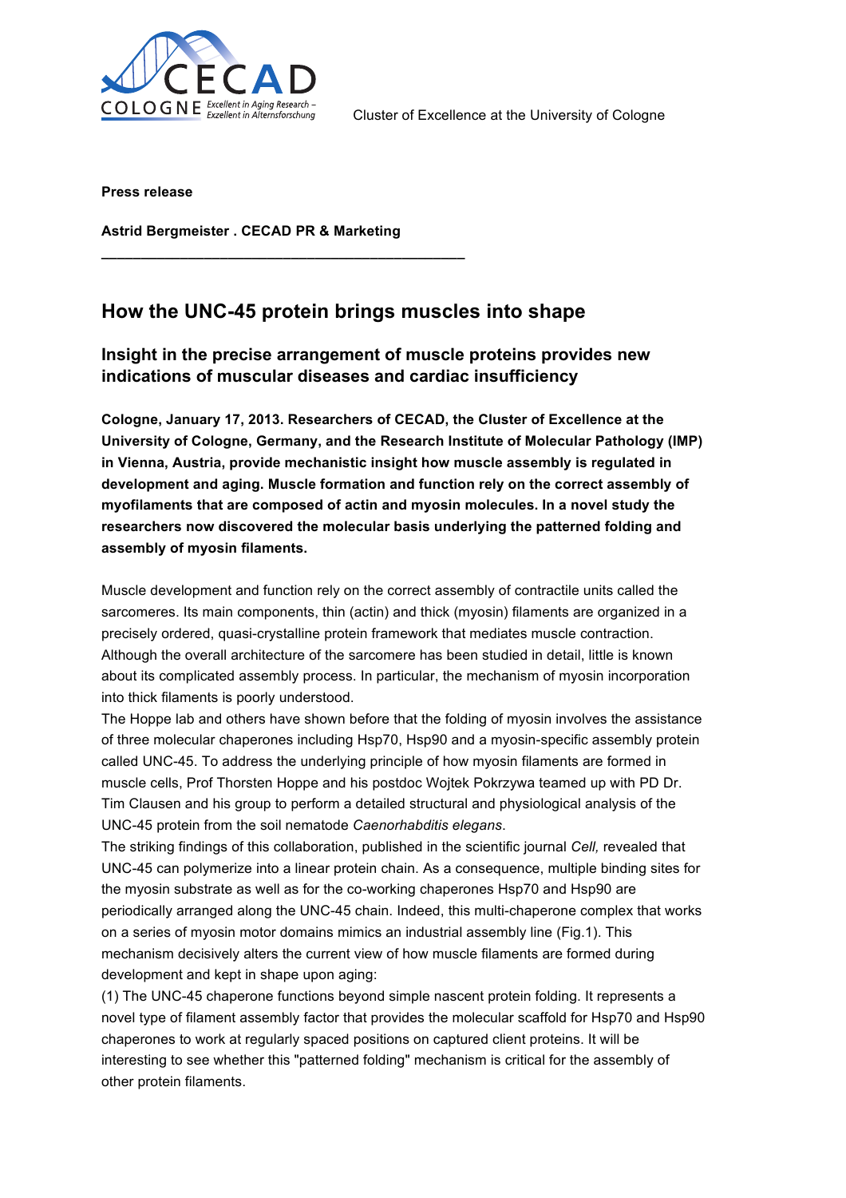Cluster of Excellence at the University of Cologne

**Press release**

**Astrid Bergmeister . CECAD PR & Marketing**

---

# How the UNC-45 protein brings muscles into shape

## Insight in the precise arrangement of muscle proteins provides new indications of muscular diseases and cardiac insufficiency

**Cologne, January 17, 2013. Researchers of CECAD, the Cluster of Excellence at the University of Cologne, Germany, and the Research Institute of Molecular Pathology (IMP) in Vienna, Austria, provide mechanistic insight how muscle assembly is regulated in development and aging. Muscle formation and function rely on the correct assembly of myofilaments that are composed of actin and myosin molecules. In a novel study the researchers now discovered the molecular basis underlying the patterned folding and assembly of myosin filaments.**

Muscle development and function rely on the correct assembly of contractile units called the sarcomeres. Its main components, thin (actin) and thick (myosin) filaments are organized in a precisely ordered, quasi-crystalline protein framework that mediates muscle contraction. Although the overall architecture of the sarcomere has been studied in detail, little is known about its complicated assembly process. In particular, the mechanism of myosin incorporation into thick filaments is poorly understood.

The Hoppe lab and others have shown before that the folding of myosin involves the assistance of three molecular chaperones including Hsp70, Hsp90 and a myosin-specific assembly protein called UNC-45. To address the underlying principle of how myosin filaments are formed in muscle cells, Prof Thorsten Hoppe and his postdoc Wojtek Pokrzywa teamed up with PD Dr. Tim Clausen and his group to perform a detailed structural and physiological analysis of the UNC-45 protein from the soil nematode *Caenorhabditis elegans*.

The striking findings of this collaboration, published in the scientific journal *Cell,* revealed that UNC-45 can polymerize into a linear protein chain. As a consequence, multiple binding sites for the myosin substrate as well as for the co-working chaperones Hsp70 and Hsp90 are periodically arranged along the UNC-45 chain. Indeed, this multi-chaperone complex that works on a series of myosin motor domains mimics an industrial assembly line (Fig.1). This mechanism decisively alters the current view of how muscle filaments are formed during development and kept in shape upon aging:

(1) The UNC-45 chaperone functions beyond simple nascent protein folding. It represents a novel type of filament assembly factor that provides the molecular scaffold for Hsp70 and Hsp90 chaperones to work at regularly spaced positions on captured client proteins. It will be interesting to see whether this "patterned folding" mechanism is critical for the assembly of other protein filaments.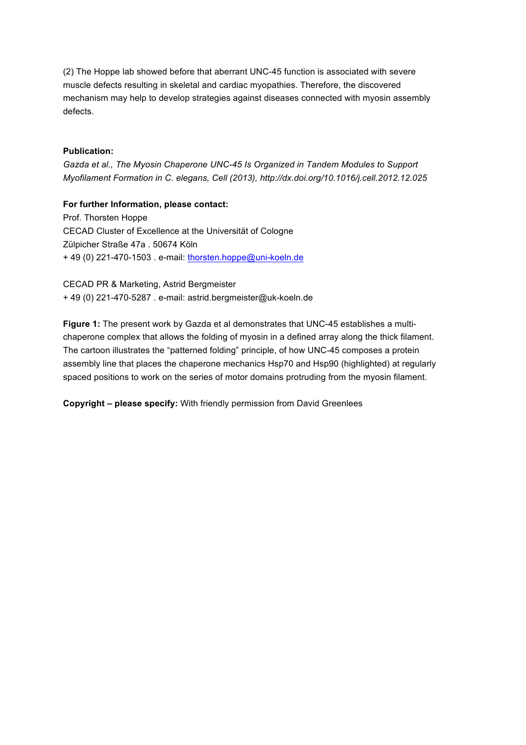(2) The Hoppe lab showed before that aberrant UNC-45 function is associated with severe muscle defects resulting in skeletal and cardiac myopathies. Therefore, the discovered mechanism may help to develop strategies against diseases connected with myosin assembly defects.

**Publication:**

*Gazda et al., The Myosin Chaperone UNC-45 Is Organized in Tandem Modules to Support Myofilament Formation in C. elegans, Cell (2013), http://dx.doi.org/10.1016/j.cell.2012.12.025*

**For further Information, please contact:**

Prof. Thorsten Hoppe
CECAD Cluster of Excellence at the Universität of Cologne
Zülpicher Straße 47a . 50674 Köln
+ 49 (0) 221-470-1503 . e-mail: thorsten.hoppe@uni-koeln.de

CECAD PR & Marketing, Astrid Bergmeister
+ 49 (0) 221-470-5287 . e-mail: astrid.bergmeister@uk-koeln.de

**Figure 1:** The present work by Gazda et al demonstrates that UNC-45 establishes a multi-chaperone complex that allows the folding of myosin in a defined array along the thick filament. The cartoon illustrates the "patterned folding" principle, of how UNC-45 composes a protein assembly line that places the chaperone mechanics Hsp70 and Hsp90 (highlighted) at regularly spaced positions to work on the series of motor domains protruding from the myosin filament.

**Copyright – please specify:** With friendly permission from David Greenlees